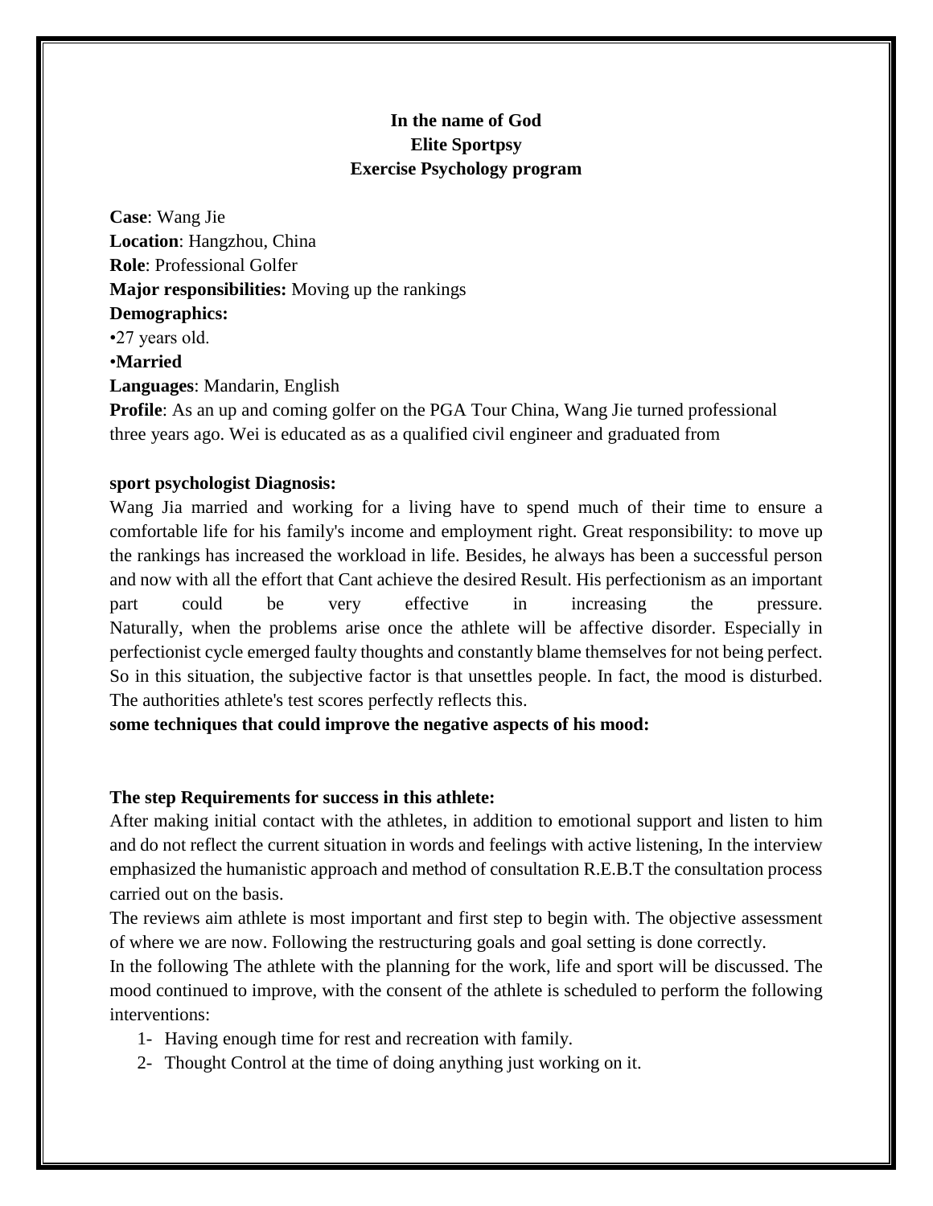**In the name of God**
**Elite Sportpsy**
**Exercise Psychology program**

**Case**: Wang Jie
**Location**: Hangzhou, China
**Role**: Professional Golfer
**Major responsibilities:** Moving up the rankings
**Demographics:**
•27 years old.
•**Married**
**Languages**: Mandarin, English
**Profile**: As an up and coming golfer on the PGA Tour China, Wang Jie turned professional three years ago. Wei is educated as as a qualified civil engineer and graduated from

**sport psychologist Diagnosis:**

Wang Jia married and working for a living have to spend much of their time to ensure a comfortable life for his family's income and employment right. Great responsibility: to move up the rankings has increased the workload in life. Besides, he always has been a successful person and now with all the effort that Cant achieve the desired Result. His perfectionism as an important part could be very effective in increasing the pressure. Naturally, when the problems arise once the athlete will be affective disorder. Especially in perfectionist cycle emerged faulty thoughts and constantly blame themselves for not being perfect. So in this situation, the subjective factor is that unsettles people. In fact, the mood is disturbed. The authorities athlete's test scores perfectly reflects this.

**some techniques that could improve the negative aspects of his mood:**

**The step Requirements for success in this athlete:**

After making initial contact with the athletes, in addition to emotional support and listen to him and do not reflect the current situation in words and feelings with active listening, In the interview emphasized the humanistic approach and method of consultation R.E.B.T the consultation process carried out on the basis.

The reviews aim athlete is most important and first step to begin with. The objective assessment of where we are now. Following the restructuring goals and goal setting is done correctly.

In the following The athlete with the planning for the work, life and sport will be discussed. The mood continued to improve, with the consent of the athlete is scheduled to perform the following interventions:

1- Having enough time for rest and recreation with family.
2- Thought Control at the time of doing anything just working on it.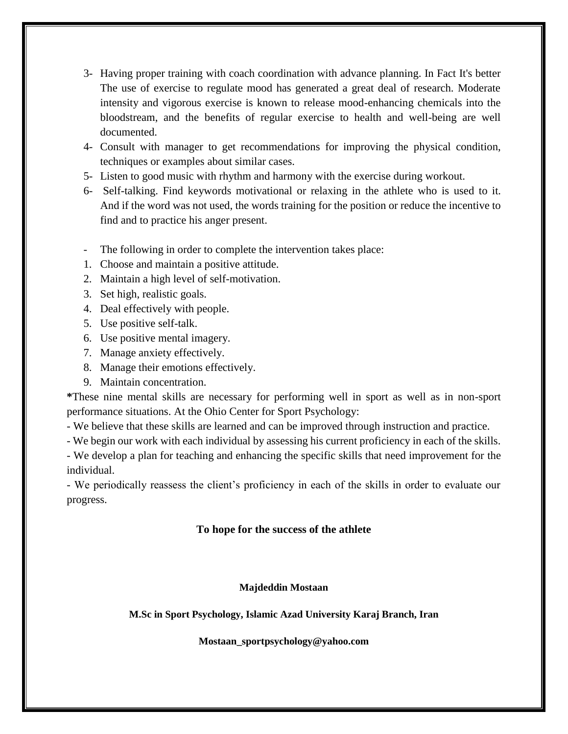3- Having proper training with coach coordination with advance planning. In Fact It's better The use of exercise to regulate mood has generated a great deal of research. Moderate intensity and vigorous exercise is known to release mood-enhancing chemicals into the bloodstream, and the benefits of regular exercise to health and well-being are well documented.

4- Consult with manager to get recommendations for improving the physical condition, techniques or examples about similar cases.

5- Listen to good music with rhythm and harmony with the exercise during workout.

6- Self-talking. Find keywords motivational or relaxing in the athlete who is used to it. And if the word was not used, the words training for the position or reduce the incentive to find and to practice his anger present.

- The following in order to complete the intervention takes place:

1. Choose and maintain a positive attitude.
2. Maintain a high level of self-motivation.
3. Set high, realistic goals.
4. Deal effectively with people.
5. Use positive self-talk.
6. Use positive mental imagery.
7. Manage anxiety effectively.
8. Manage their emotions effectively.
9. Maintain concentration.

**\***These nine mental skills are necessary for performing well in sport as well as in non-sport performance situations. At the Ohio Center for Sport Psychology:

- We believe that these skills are learned and can be improved through instruction and practice.
- We begin our work with each individual by assessing his current proficiency in each of the skills.
- We develop a plan for teaching and enhancing the specific skills that need improvement for the individual.
- We periodically reassess the client's proficiency in each of the skills in order to evaluate our progress.

**To hope for the success of the athlete**

**Majdeddin Mostaan**

**M.Sc in Sport Psychology, Islamic Azad University Karaj Branch, Iran**

**Mostaan_sportpsychology@yahoo.com**